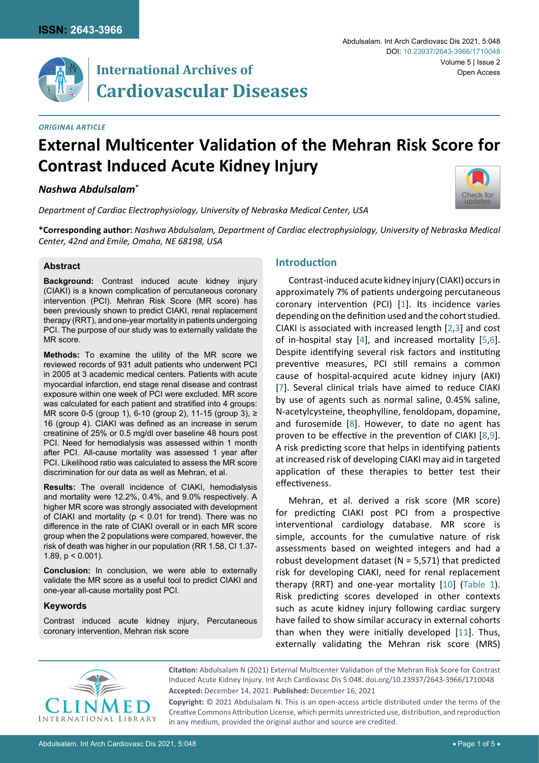## ORIGINAL ARTICLE

# External Multicenter Validation of the Mehran Risk Score for Contrast Induced Acute Kidney Injury

***Nashwa Abdulsalam[*]***

*Department of Cardiac Electrophysiology, University of Nebraska Medical Center, USA*

**\*Corresponding author:** *Nashwa Abdulsalam, Department of Cardiac electrophysiology, University of Nebraska Medical Center, 42nd and Emile, Omaha, NE 68198, USA*

### Abstract

**Background:** Contrast induced acute kidney injury (CIAKI) is a known complication of percutaneous coronary intervention (PCI). Mehran Risk Score (MR score) has been previously shown to predict CIAKI, renal replacement therapy (RRT), and one-year mortality in patients undergoing PCI. The purpose of our study was to externally validate the MR score.

**Methods:** To examine the utility of the MR score we reviewed records of 931 adult patients who underwent PCI in 2005 at 3 academic medical centers. Patients with acute myocardial infarction, end stage renal disease and contrast exposure within one week of PCI were excluded. MR score was calculated for each patient and stratified into 4 groups: MR score 0-5 (group 1), 6-10 (group 2), 11-15 (group 3), ≥ 16 (group 4). CIAKI was defined as an increase in serum creatinine of 25% or 0.5 mg/dl over baseline 48 hours post PCI. Need for hemodialysis was assessed within 1 month after PCI. All-cause mortality was assessed 1 year after PCI. Likelihood ratio was calculated to assess the MR score discrimination for our data as well as Mehran, et al.

**Results:** The overall incidence of CIAKI, hemodialysis and mortality were 12.2%, 0.4%, and 9.0% respectively. A higher MR score was strongly associated with development of CIAKI and mortality ($p < 0.01$ for trend). There was no difference in the rate of CIAKI overall or in each MR score group when the 2 populations were compared, however, the risk of death was higher in our population (RR 1.58, CI 1.37-1.89, $p < 0.001$).

**Conclusion:** In conclusion, we were able to externally validate the MR score as a useful tool to predict CIAKI and one-year all-cause mortality post PCI.

### Keywords

Contrast induced acute kidney injury, Percutaneous coronary intervention, Mehran risk score

## Introduction

Contrast-induced acute kidney injury (CIAKI) occurs in approximately 7% of patients undergoing percutaneous coronary intervention (PCI) [1]. Its incidence varies depending on the definition used and the cohort studied. CIAKI is associated with increased length [2,3] and cost of in-hospital stay [4], and increased mortality [5,6]. Despite identifying several risk factors and instituting preventive measures, PCI still remains a common cause of hospital-acquired acute kidney injury (AKI) [7]. Several clinical trials have aimed to reduce CIAKI by use of agents such as normal saline, 0.45% saline, N-acetylcysteine, theophylline, fenoldopam, dopamine, and furosemide [8]. However, to date no agent has proven to be effective in the prevention of CIAKI [8,9]. A risk predicting score that helps in identifying patients at increased risk of developing CIAKI may aid in targeted application of these therapies to better test their effectiveness.

Mehran, et al. derived a risk score (MR score) for predicting CIAKI post PCI from a prospective interventional cardiology database. MR score is simple, accounts for the cumulative nature of risk assessments based on weighted integers and had a robust development dataset (N = 5,571) that predicted risk for developing CIAKI, need for renal replacement therapy (RRT) and one-year mortality [10] (Table 1). Risk predicting scores developed in other contexts such as acute kidney injury following cardiac surgery have failed to show similar accuracy in external cohorts than when they were initially developed [11]. Thus, externally validating the Mehran risk score (MRS)

**Citation:** Abdulsalam N (2021) External Multicenter Validation of the Mehran Risk Score for Contrast Induced Acute Kidney Injury. Int Arch Cardiovasc Dis 5:048. doi.org/10.23937/2643-3966/1710048

**Accepted:** December 14, 2021: **Published:** December 16, 2021

**Copyright:** © 2021 Abdulsalam N. This is an open-access article distributed under the terms of the Creative Commons Attribution License, which permits unrestricted use, distribution, and reproduction in any medium, provided the original author and source are credited.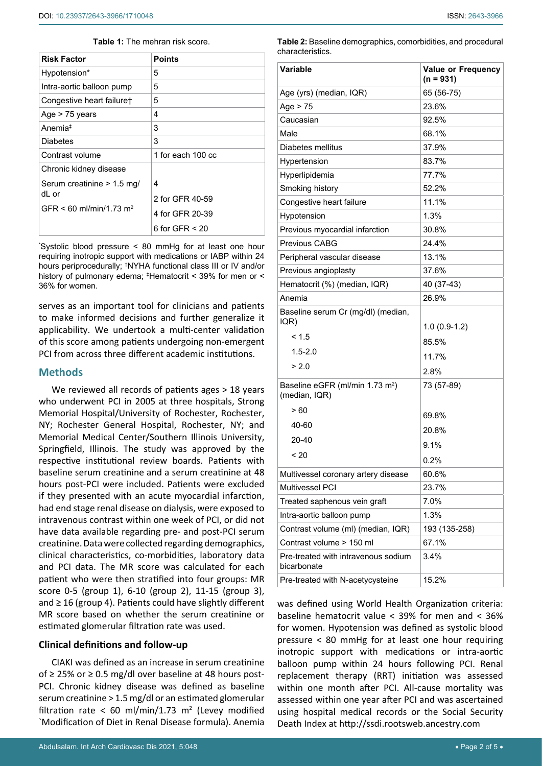**Table 1:** The mehran risk score.

| Risk Factor | Points |
|---|---|
| Hypotension* | 5 |
| Intra-aortic balloon pump | 5 |
| Congestive heart failure† | 5 |
| Age > 75 years | 4 |
| Anemia‡ | 3 |
| Diabetes | 3 |
| Contrast volume | 1 for each 100 cc |
| Chronic kidney disease<br>Serum creatinine > 1.5 mg/dL or<br>GFR < 60 ml/min/1.73 $m^2$ | 4<br>2 for GFR 40-59<br>4 for GFR 20-39<br>6 for GFR < 20 |

*Systolic blood pressure < 80 mmHg for at least one hour requiring inotropic support with medications or IABP within 24 hours periprocedurally; †NYHA functional class III or IV and/or history of pulmonary edema; ‡Hematocrit < 39% for men or < 36% for women.

serves as an important tool for clinicians and patients to make informed decisions and further generalize it applicability. We undertook a multi-center validation of this score among patients undergoing non-emergent PCI from across three different academic institutions.

## Methods

We reviewed all records of patients ages > 18 years who underwent PCI in 2005 at three hospitals, Strong Memorial Hospital/University of Rochester, Rochester, NY; Rochester General Hospital, Rochester, NY; and Memorial Medical Center/Southern Illinois University, Springfield, Illinois. The study was approved by the respective institutional review boards. Patients with baseline serum creatinine and a serum creatinine at 48 hours post-PCI were included. Patients were excluded if they presented with an acute myocardial infarction, had end stage renal disease on dialysis, were exposed to intravenous contrast within one week of PCI, or did not have data available regarding pre- and post-PCI serum creatinine. Data were collected regarding demographics, clinical characteristics, co-morbidities, laboratory data and PCI data. The MR score was calculated for each patient who were then stratified into four groups: MR score 0-5 (group 1), 6-10 (group 2), 11-15 (group 3), and ≥ 16 (group 4). Patients could have slightly different MR score based on whether the serum creatinine or estimated glomerular filtration rate was used.

### Clinical definitions and follow-up

CIAKI was defined as an increase in serum creatinine of ≥ 25% or ≥ 0.5 mg/dl over baseline at 48 hours post-PCI. Chronic kidney disease was defined as baseline serum creatinine > 1.5 mg/dl or an estimated glomerular filtration rate < 60 ml/min/1.73 $m^2$ (Levey modified `Modification of Diet in Renal Disease formula). Anemia was defined using World Health Organization criteria: baseline hematocrit value < 39% for men and < 36% for women. Hypotension was defined as systolic blood pressure < 80 mmHg for at least one hour requiring inotropic support with medications or intra-aortic balloon pump within 24 hours following PCI. Renal replacement therapy (RRT) initiation was assessed within one month after PCI. All-cause mortality was assessed within one year after PCI and was ascertained using hospital medical records or the Social Security Death Index at http://ssdi.rootsweb.ancestry.com

**Table 2:** Baseline demographics, comorbidities, and procedural characteristics.

| Variable | Value or Frequency (n = 931) |
|---|---|
| Age (yrs) (median, IQR) | 65 (56-75) |
| Age > 75 | 23.6% |
| Caucasian | 92.5% |
| Male | 68.1% |
| Diabetes mellitus | 37.9% |
| Hypertension | 83.7% |
| Hyperlipidemia | 77.7% |
| Smoking history | 52.2% |
| Congestive heart failure | 11.1% |
| Hypotension | 1.3% |
| Previous myocardial infarction | 30.8% |
| Previous CABG | 24.4% |
| Peripheral vascular disease | 13.1% |
| Previous angioplasty | 37.6% |
| Hematocrit (%) (median, IQR) | 40 (37-43) |
| Anemia | 26.9% |
| Baseline serum Cr (mg/dl) (median, IQR) | 1.0 (0.9-1.2) |
| < 1.5 | 85.5% |
| 1.5-2.0 | 11.7% |
| > 2.0 | 2.8% |
| Baseline eGFR (ml/min 1.73 $m^2$) (median, IQR) | 73 (57-89) |
| > 60 | 69.8% |
| 40-60 | 20.8% |
| 20-40 | 9.1% |
| < 20 | 0.2% |
| Multivessel coronary artery disease | 60.6% |
| Multivessel PCI | 23.7% |
| Treated saphenous vein graft | 7.0% |
| Intra-aortic balloon pump | 1.3% |
| Contrast volume (ml) (median, IQR) | 193 (135-258) |
| Contrast volume > 150 ml | 67.1% |
| Pre-treated with intravenous sodium bicarbonate | 3.4% |
| Pre-treated with N-acetylcysteine | 15.2% |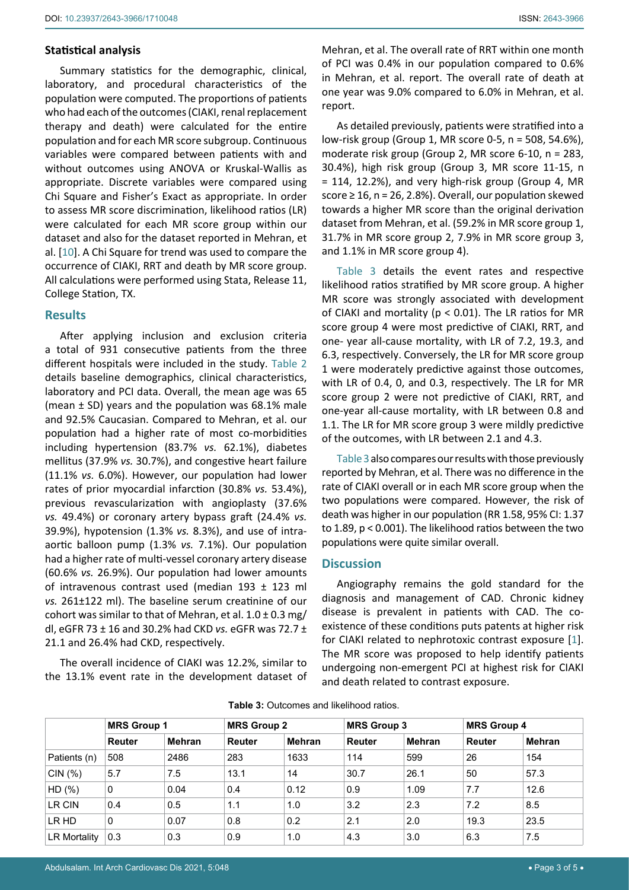### Statistical analysis

Summary statistics for the demographic, clinical, laboratory, and procedural characteristics of the population were computed. The proportions of patients who had each of the outcomes (CIAKI, renal replacement therapy and death) were calculated for the entire population and for each MR score subgroup. Continuous variables were compared between patients with and without outcomes using ANOVA or Kruskal-Wallis as appropriate. Discrete variables were compared using Chi Square and Fisher's Exact as appropriate. In order to assess MR score discrimination, likelihood ratios (LR) were calculated for each MR score group within our dataset and also for the dataset reported in Mehran, et al. [10]. A Chi Square for trend was used to compare the occurrence of CIAKI, RRT and death by MR score group. All calculations were performed using Stata, Release 11, College Station, TX.

## Results

After applying inclusion and exclusion criteria a total of 931 consecutive patients from the three different hospitals were included in the study. Table 2 details baseline demographics, clinical characteristics, laboratory and PCI data. Overall, the mean age was 65 (mean ± SD) years and the population was 68.1% male and 92.5% Caucasian. Compared to Mehran, et al. our population had a higher rate of most co-morbidities including hypertension (83.7% *vs.* 62.1%), diabetes mellitus (37.9% *vs.* 30.7%), and congestive heart failure (11.1% *vs.* 6.0%). However, our population had lower rates of prior myocardial infarction (30.8% *vs.* 53.4%), previous revascularization with angioplasty (37.6% *vs.* 49.4%) or coronary artery bypass graft (24.4% *vs.* 39.9%), hypotension (1.3% *vs.* 8.3%), and use of intra-aortic balloon pump (1.3% *vs.* 7.1%). Our population had a higher rate of multi-vessel coronary artery disease (60.6% *vs.* 26.9%). Our population had lower amounts of intravenous contrast used (median 193 ± 123 ml *vs.* 261±122 ml). The baseline serum creatinine of our cohort was similar to that of Mehran, et al. 1.0 ± 0.3 mg/dl, eGFR 73 ± 16 and 30.2% had CKD *vs.* eGFR was 72.7 ± 21.1 and 26.4% had CKD, respectively.

The overall incidence of CIAKI was 12.2%, similar to the 13.1% event rate in the development dataset of Mehran, et al. The overall rate of RRT within one month of PCI was 0.4% in our population compared to 0.6% in Mehran, et al. report. The overall rate of death at one year was 9.0% compared to 6.0% in Mehran, et al. report.

As detailed previously, patients were stratified into a low-risk group (Group 1, MR score 0-5, n = 508, 54.6%), moderate risk group (Group 2, MR score 6-10, n = 283, 30.4%), high risk group (Group 3, MR score 11-15, n = 114, 12.2%), and very high-risk group (Group 4, MR score ≥ 16, n = 26, 2.8%). Overall, our population skewed towards a higher MR score than the original derivation dataset from Mehran, et al. (59.2% in MR score group 1, 31.7% in MR score group 2, 7.9% in MR score group 3, and 1.1% in MR score group 4).

Table 3 details the event rates and respective likelihood ratios stratified by MR score group. A higher MR score was strongly associated with development of CIAKI and mortality ($p < 0.01$). The LR ratios for MR score group 4 were most predictive of CIAKI, RRT, and one- year all-cause mortality, with LR of 7.2, 19.3, and 6.3, respectively. Conversely, the LR for MR score group 1 were moderately predictive against those outcomes, with LR of 0.4, 0, and 0.3, respectively. The LR for MR score group 2 were not predictive of CIAKI, RRT, and one-year all-cause mortality, with LR between 0.8 and 1.1. The LR for MR score group 3 were mildly predictive of the outcomes, with LR between 2.1 and 4.3.

Table 3 also compares our results with those previously reported by Mehran, et al. There was no difference in the rate of CIAKI overall or in each MR score group when the two populations were compared. However, the risk of death was higher in our population (RR 1.58, 95% CI: 1.37 to 1.89, $p < 0.001$). The likelihood ratios between the two populations were quite similar overall.

## Discussion

Angiography remains the gold standard for the diagnosis and management of CAD. Chronic kidney disease is prevalent in patients with CAD. The co-existence of these conditions puts patents at higher risk for CIAKI related to nephrotoxic contrast exposure [1]. The MR score was proposed to help identify patients undergoing non-emergent PCI at highest risk for CIAKI and death related to contrast exposure.

**Table 3:** Outcomes and likelihood ratios.

| | MRS Group 1 | | MRS Group 2 | | MRS Group 3 | | MRS Group 4 | |
|---|---|---|---|---|---|---|---|---|
| | Reuter | Mehran | Reuter | Mehran | Reuter | Mehran | Reuter | Mehran |
| Patients (n) | 508 | 2486 | 283 | 1633 | 114 | 599 | 26 | 154 |
| CIN (%) | 5.7 | 7.5 | 13.1 | 14 | 30.7 | 26.1 | 50 | 57.3 |
| HD (%) | 0 | 0.04 | 0.4 | 0.12 | 0.9 | 1.09 | 7.7 | 12.6 |
| LR CIN | 0.4 | 0.5 | 1.1 | 1.0 | 3.2 | 2.3 | 7.2 | 8.5 |
| LR HD | 0 | 0.07 | 0.8 | 0.2 | 2.1 | 2.0 | 19.3 | 23.5 |
| LR Mortality | 0.3 | 0.3 | 0.9 | 1.0 | 4.3 | 3.0 | 6.3 | 7.5 |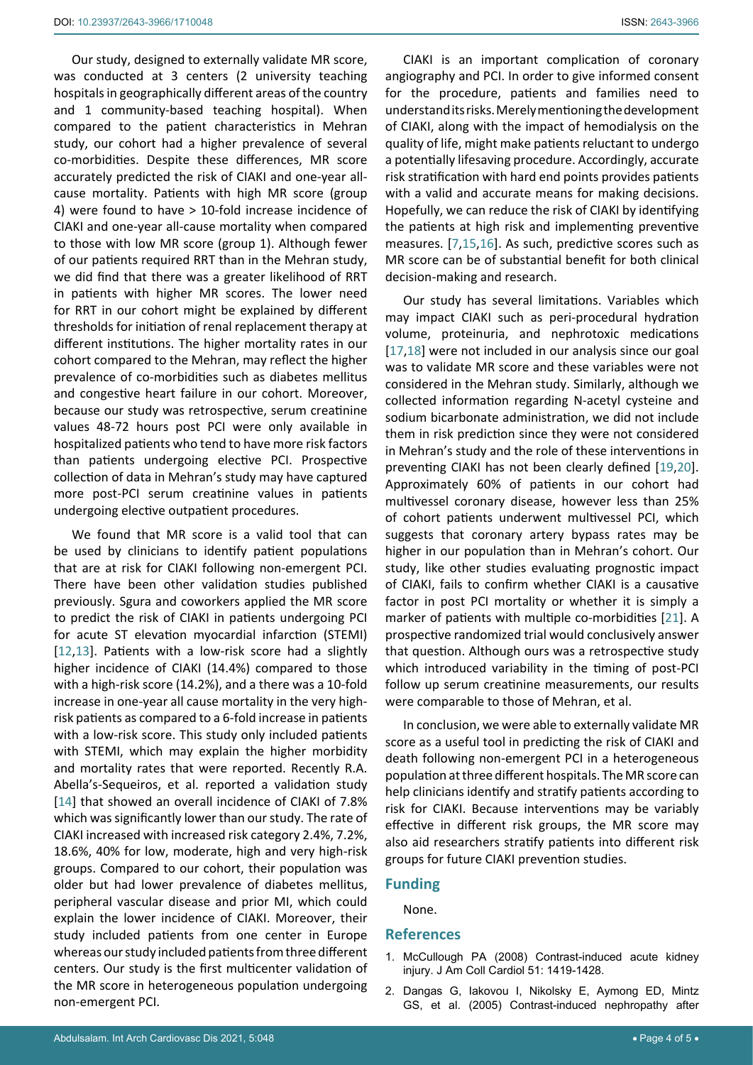Our study, designed to externally validate MR score, was conducted at 3 centers (2 university teaching hospitals in geographically different areas of the country and 1 community-based teaching hospital). When compared to the patient characteristics in Mehran study, our cohort had a higher prevalence of several co-morbidities. Despite these differences, MR score accurately predicted the risk of CIAKI and one-year all-cause mortality. Patients with high MR score (group 4) were found to have > 10-fold increase incidence of CIAKI and one-year all-cause mortality when compared to those with low MR score (group 1). Although fewer of our patients required RRT than in the Mehran study, we did find that there was a greater likelihood of RRT in patients with higher MR scores. The lower need for RRT in our cohort might be explained by different thresholds for initiation of renal replacement therapy at different institutions. The higher mortality rates in our cohort compared to the Mehran, may reflect the higher prevalence of co-morbidities such as diabetes mellitus and congestive heart failure in our cohort. Moreover, because our study was retrospective, serum creatinine values 48-72 hours post PCI were only available in hospitalized patients who tend to have more risk factors than patients undergoing elective PCI. Prospective collection of data in Mehran's study may have captured more post-PCI serum creatinine values in patients undergoing elective outpatient procedures.

We found that MR score is a valid tool that can be used by clinicians to identify patient populations that are at risk for CIAKI following non-emergent PCI. There have been other validation studies published previously. Sgura and coworkers applied the MR score to predict the risk of CIAKI in patients undergoing PCI for acute ST elevation myocardial infarction (STEMI) [12,13]. Patients with a low-risk score had a slightly higher incidence of CIAKI (14.4%) compared to those with a high-risk score (14.2%), and a there was a 10-fold increase in one-year all cause mortality in the very high-risk patients as compared to a 6-fold increase in patients with a low-risk score. This study only included patients with STEMI, which may explain the higher morbidity and mortality rates that were reported. Recently R.A. Abella's-Sequeiros, et al. reported a validation study [14] that showed an overall incidence of CIAKI of 7.8% which was significantly lower than our study. The rate of CIAKI increased with increased risk category 2.4%, 7.2%, 18.6%, 40% for low, moderate, high and very high-risk groups. Compared to our cohort, their population was older but had lower prevalence of diabetes mellitus, peripheral vascular disease and prior MI, which could explain the lower incidence of CIAKI. Moreover, their study included patients from one center in Europe whereas our study included patients from three different centers. Our study is the first multicenter validation of the MR score in heterogeneous population undergoing non-emergent PCI.

CIAKI is an important complication of coronary angiography and PCI. In order to give informed consent for the procedure, patients and families need to understand its risks. Merely mentioning the development of CIAKI, along with the impact of hemodialysis on the quality of life, might make patients reluctant to undergo a potentially lifesaving procedure. Accordingly, accurate risk stratification with hard end points provides patients with a valid and accurate means for making decisions. Hopefully, we can reduce the risk of CIAKI by identifying the patients at high risk and implementing preventive measures. [7,15,16]. As such, predictive scores such as MR score can be of substantial benefit for both clinical decision-making and research.

Our study has several limitations. Variables which may impact CIAKI such as peri-procedural hydration volume, proteinuria, and nephrotoxic medications [17,18] were not included in our analysis since our goal was to validate MR score and these variables were not considered in the Mehran study. Similarly, although we collected information regarding N-acetyl cysteine and sodium bicarbonate administration, we did not include them in risk prediction since they were not considered in Mehran's study and the role of these interventions in preventing CIAKI has not been clearly defined [19,20]. Approximately 60% of patients in our cohort had multivessel coronary disease, however less than 25% of cohort patients underwent multivessel PCI, which suggests that coronary artery bypass rates may be higher in our population than in Mehran's cohort. Our study, like other studies evaluating prognostic impact of CIAKI, fails to confirm whether CIAKI is a causative factor in post PCI mortality or whether it is simply a marker of patients with multiple co-morbidities [21]. A prospective randomized trial would conclusively answer that question. Although ours was a retrospective study which introduced variability in the timing of post-PCI follow up serum creatinine measurements, our results were comparable to those of Mehran, et al.

In conclusion, we were able to externally validate MR score as a useful tool in predicting the risk of CIAKI and death following non-emergent PCI in a heterogeneous population at three different hospitals. The MR score can help clinicians identify and stratify patients according to risk for CIAKI. Because interventions may be variably effective in different risk groups, the MR score may also aid researchers stratify patients into different risk groups for future CIAKI prevention studies.

## Funding

None.

## References

1. McCullough PA (2008) Contrast-induced acute kidney injury. J Am Coll Cardiol 51: 1419-1428.
2. Dangas G, Iakovou I, Nikolsky E, Aymong ED, Mintz GS, et al. (2005) Contrast-induced nephropathy after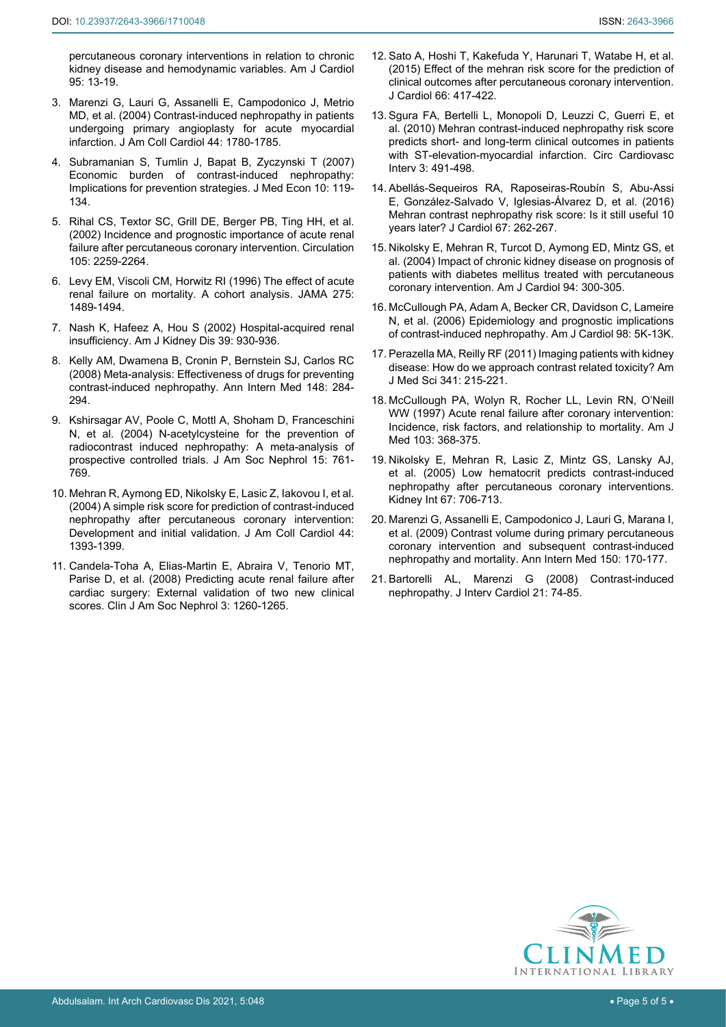percutaneous coronary interventions in relation to chronic kidney disease and hemodynamic variables. Am J Cardiol 95: 13-19.

3. Marenzi G, Lauri G, Assanelli E, Campodonico J, Metrio MD, et al. (2004) Contrast-induced nephropathy in patients undergoing primary angioplasty for acute myocardial infarction. J Am Coll Cardiol 44: 1780-1785.
4. Subramanian S, Tumlin J, Bapat B, Zyczynski T (2007) Economic burden of contrast-induced nephropathy: Implications for prevention strategies. J Med Econ 10: 119-134.
5. Rihal CS, Textor SC, Grill DE, Berger PB, Ting HH, et al. (2002) Incidence and prognostic importance of acute renal failure after percutaneous coronary intervention. Circulation 105: 2259-2264.
6. Levy EM, Viscoli CM, Horwitz RI (1996) The effect of acute renal failure on mortality. A cohort analysis. JAMA 275: 1489-1494.
7. Nash K, Hafeez A, Hou S (2002) Hospital-acquired renal insufficiency. Am J Kidney Dis 39: 930-936.
8. Kelly AM, Dwamena B, Cronin P, Bernstein SJ, Carlos RC (2008) Meta-analysis: Effectiveness of drugs for preventing contrast-induced nephropathy. Ann Intern Med 148: 284-294.
9. Kshirsagar AV, Poole C, Mottl A, Shoham D, Franceschini N, et al. (2004) N-acetylcysteine for the prevention of radiocontrast induced nephropathy: A meta-analysis of prospective controlled trials. J Am Soc Nephrol 15: 761-769.
10. Mehran R, Aymong ED, Nikolsky E, Lasic Z, Iakovou I, et al. (2004) A simple risk score for prediction of contrast-induced nephropathy after percutaneous coronary intervention: Development and initial validation. J Am Coll Cardiol 44: 1393-1399.
11. Candela-Toha A, Elias-Martin E, Abraira V, Tenorio MT, Parise D, et al. (2008) Predicting acute renal failure after cardiac surgery: External validation of two new clinical scores. Clin J Am Soc Nephrol 3: 1260-1265.
12. Sato A, Hoshi T, Kakefuda Y, Harunari T, Watabe H, et al. (2015) Effect of the mehran risk score for the prediction of clinical outcomes after percutaneous coronary intervention. J Cardiol 66: 417-422.
13. Sgura FA, Bertelli L, Monopoli D, Leuzzi C, Guerri E, et al. (2010) Mehran contrast-induced nephropathy risk score predicts short- and long-term clinical outcomes in patients with ST-elevation-myocardial infarction. Circ Cardiovasc Interv 3: 491-498.
14. Abellás-Sequeiros RA, Raposeiras-Roubín S, Abu-Assi E, González-Salvado V, Iglesias-Álvarez D, et al. (2016) Mehran contrast nephropathy risk score: Is it still useful 10 years later? J Cardiol 67: 262-267.
15. Nikolsky E, Mehran R, Turcot D, Aymong ED, Mintz GS, et al. (2004) Impact of chronic kidney disease on prognosis of patients with diabetes mellitus treated with percutaneous coronary intervention. Am J Cardiol 94: 300-305.
16. McCullough PA, Adam A, Becker CR, Davidson C, Lameire N, et al. (2006) Epidemiology and prognostic implications of contrast-induced nephropathy. Am J Cardiol 98: 5K-13K.
17. Perazella MA, Reilly RF (2011) Imaging patients with kidney disease: How do we approach contrast related toxicity? Am J Med Sci 341: 215-221.
18. McCullough PA, Wolyn R, Rocher LL, Levin RN, O'Neill WW (1997) Acute renal failure after coronary intervention: Incidence, risk factors, and relationship to mortality. Am J Med 103: 368-375.
19. Nikolsky E, Mehran R, Lasic Z, Mintz GS, Lansky AJ, et al. (2005) Low hematocrit predicts contrast-induced nephropathy after percutaneous coronary interventions. Kidney Int 67: 706-713.
20. Marenzi G, Assanelli E, Campodonico J, Lauri G, Marana I, et al. (2009) Contrast volume during primary percutaneous coronary intervention and subsequent contrast-induced nephropathy and mortality. Ann Intern Med 150: 170-177.
21. Bartorelli AL, Marenzi G (2008) Contrast-induced nephropathy. J Interv Cardiol 21: 74-85.